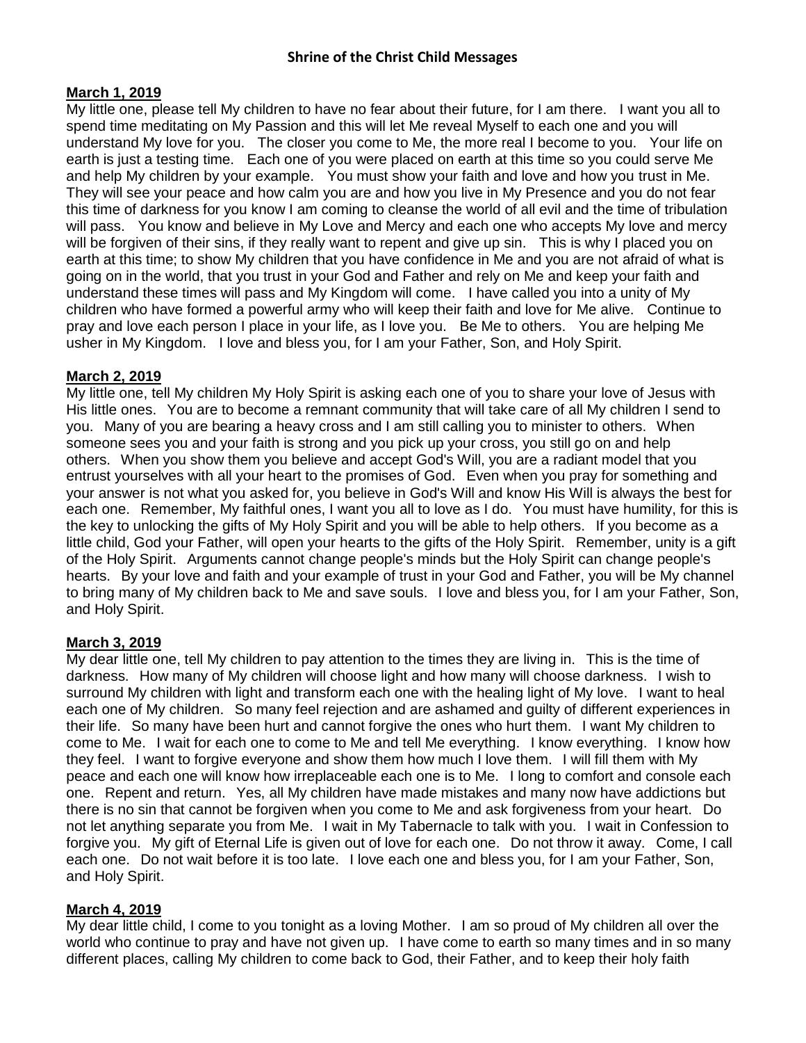# Shrine of the Christ Child Messages

**March 1, 2019**

My little one, please tell My children to have no fear about their future, for I am there. I want you all to spend time meditating on My Passion and this will let Me reveal Myself to each one and you will understand My love for you. The closer you come to Me, the more real I become to you. Your life on earth is just a testing time. Each one of you were placed on earth at this time so you could serve Me and help My children by your example. You must show your faith and love and how you trust in Me. They will see your peace and how calm you are and how you live in My Presence and you do not fear this time of darkness for you know I am coming to cleanse the world of all evil and the time of tribulation will pass. You know and believe in My Love and Mercy and each one who accepts My love and mercy will be forgiven of their sins, if they really want to repent and give up sin. This is why I placed you on earth at this time; to show My children that you have confidence in Me and you are not afraid of what is going on in the world, that you trust in your God and Father and rely on Me and keep your faith and understand these times will pass and My Kingdom will come. I have called you into a unity of My children who have formed a powerful army who will keep their faith and love for Me alive. Continue to pray and love each person I place in your life, as I love you. Be Me to others. You are helping Me usher in My Kingdom. I love and bless you, for I am your Father, Son, and Holy Spirit.

**March 2, 2019**

My little one, tell My children My Holy Spirit is asking each one of you to share your love of Jesus with His little ones. You are to become a remnant community that will take care of all My children I send to you. Many of you are bearing a heavy cross and I am still calling you to minister to others. When someone sees you and your faith is strong and you pick up your cross, you still go on and help others. When you show them you believe and accept God's Will, you are a radiant model that you entrust yourselves with all your heart to the promises of God. Even when you pray for something and your answer is not what you asked for, you believe in God's Will and know His Will is always the best for each one. Remember, My faithful ones, I want you all to love as I do. You must have humility, for this is the key to unlocking the gifts of My Holy Spirit and you will be able to help others. If you become as a little child, God your Father, will open your hearts to the gifts of the Holy Spirit. Remember, unity is a gift of the Holy Spirit. Arguments cannot change people's minds but the Holy Spirit can change people's hearts. By your love and faith and your example of trust in your God and Father, you will be My channel to bring many of My children back to Me and save souls. I love and bless you, for I am your Father, Son, and Holy Spirit.

**March 3, 2019**

My dear little one, tell My children to pay attention to the times they are living in. This is the time of darkness. How many of My children will choose light and how many will choose darkness. I wish to surround My children with light and transform each one with the healing light of My love. I want to heal each one of My children. So many feel rejection and are ashamed and guilty of different experiences in their life. So many have been hurt and cannot forgive the ones who hurt them. I want My children to come to Me. I wait for each one to come to Me and tell Me everything. I know everything. I know how they feel. I want to forgive everyone and show them how much I love them. I will fill them with My peace and each one will know how irreplaceable each one is to Me. I long to comfort and console each one. Repent and return. Yes, all My children have made mistakes and many now have addictions but there is no sin that cannot be forgiven when you come to Me and ask forgiveness from your heart. Do not let anything separate you from Me. I wait in My Tabernacle to talk with you. I wait in Confession to forgive you. My gift of Eternal Life is given out of love for each one. Do not throw it away. Come, I call each one. Do not wait before it is too late. I love each one and bless you, for I am your Father, Son, and Holy Spirit.

**March 4, 2019**

My dear little child, I come to you tonight as a loving Mother. I am so proud of My children all over the world who continue to pray and have not given up. I have come to earth so many times and in so many different places, calling My children to come back to God, their Father, and to keep their holy faith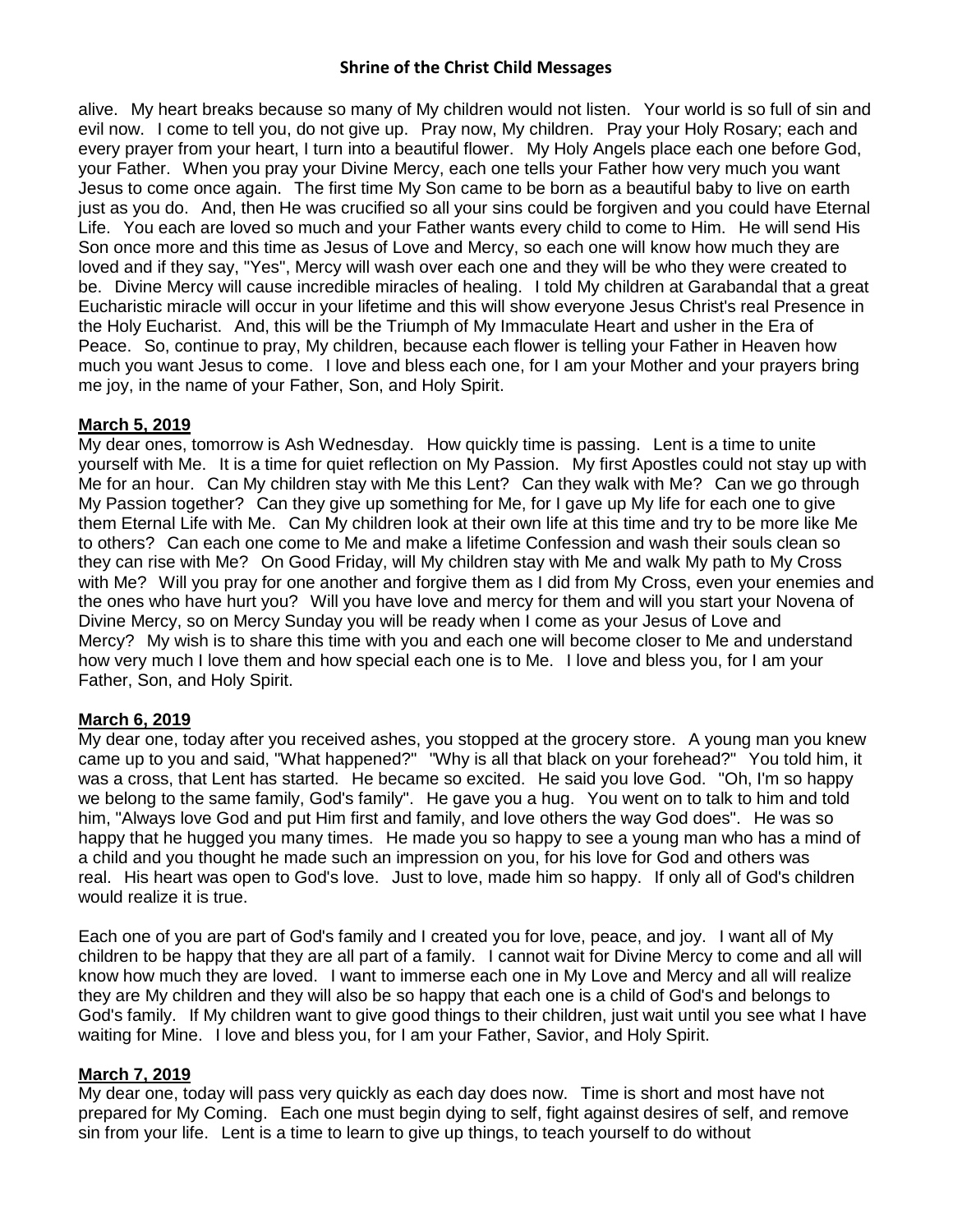alive. My heart breaks because so many of My children would not listen. Your world is so full of sin and evil now. I come to tell you, do not give up. Pray now, My children. Pray your Holy Rosary; each and every prayer from your heart, I turn into a beautiful flower. My Holy Angels place each one before God, your Father. When you pray your Divine Mercy, each one tells your Father how very much you want Jesus to come once again. The first time My Son came to be born as a beautiful baby to live on earth just as you do. And, then He was crucified so all your sins could be forgiven and you could have Eternal Life. You each are loved so much and your Father wants every child to come to Him. He will send His Son once more and this time as Jesus of Love and Mercy, so each one will know how much they are loved and if they say, "Yes", Mercy will wash over each one and they will be who they were created to be. Divine Mercy will cause incredible miracles of healing. I told My children at Garabandal that a great Eucharistic miracle will occur in your lifetime and this will show everyone Jesus Christ's real Presence in the Holy Eucharist. And, this will be the Triumph of My Immaculate Heart and usher in the Era of Peace. So, continue to pray, My children, because each flower is telling your Father in Heaven how much you want Jesus to come. I love and bless each one, for I am your Mother and your prayers bring me joy, in the name of your Father, Son, and Holy Spirit.

**March 5, 2019**

My dear ones, tomorrow is Ash Wednesday. How quickly time is passing. Lent is a time to unite yourself with Me. It is a time for quiet reflection on My Passion. My first Apostles could not stay up with Me for an hour. Can My children stay with Me this Lent? Can they walk with Me? Can we go through My Passion together? Can they give up something for Me, for I gave up My life for each one to give them Eternal Life with Me. Can My children look at their own life at this time and try to be more like Me to others? Can each one come to Me and make a lifetime Confession and wash their souls clean so they can rise with Me? On Good Friday, will My children stay with Me and walk My path to My Cross with Me? Will you pray for one another and forgive them as I did from My Cross, even your enemies and the ones who have hurt you? Will you have love and mercy for them and will you start your Novena of Divine Mercy, so on Mercy Sunday you will be ready when I come as your Jesus of Love and Mercy? My wish is to share this time with you and each one will become closer to Me and understand how very much I love them and how special each one is to Me. I love and bless you, for I am your Father, Son, and Holy Spirit.

**March 6, 2019**

My dear one, today after you received ashes, you stopped at the grocery store. A young man you knew came up to you and said, "What happened?" "Why is all that black on your forehead?" You told him, it was a cross, that Lent has started. He became so excited. He said you love God. "Oh, I'm so happy we belong to the same family, God's family". He gave you a hug. You went on to talk to him and told him, "Always love God and put Him first and family, and love others the way God does". He was so happy that he hugged you many times. He made you so happy to see a young man who has a mind of a child and you thought he made such an impression on you, for his love for God and others was real. His heart was open to God's love. Just to love, made him so happy. If only all of God's children would realize it is true.

Each one of you are part of God's family and I created you for love, peace, and joy. I want all of My children to be happy that they are all part of a family. I cannot wait for Divine Mercy to come and all will know how much they are loved. I want to immerse each one in My Love and Mercy and all will realize they are My children and they will also be so happy that each one is a child of God's and belongs to God's family. If My children want to give good things to their children, just wait until you see what I have waiting for Mine. I love and bless you, for I am your Father, Savior, and Holy Spirit.

**March 7, 2019**

My dear one, today will pass very quickly as each day does now. Time is short and most have not prepared for My Coming. Each one must begin dying to self, fight against desires of self, and remove sin from your life. Lent is a time to learn to give up things, to teach yourself to do without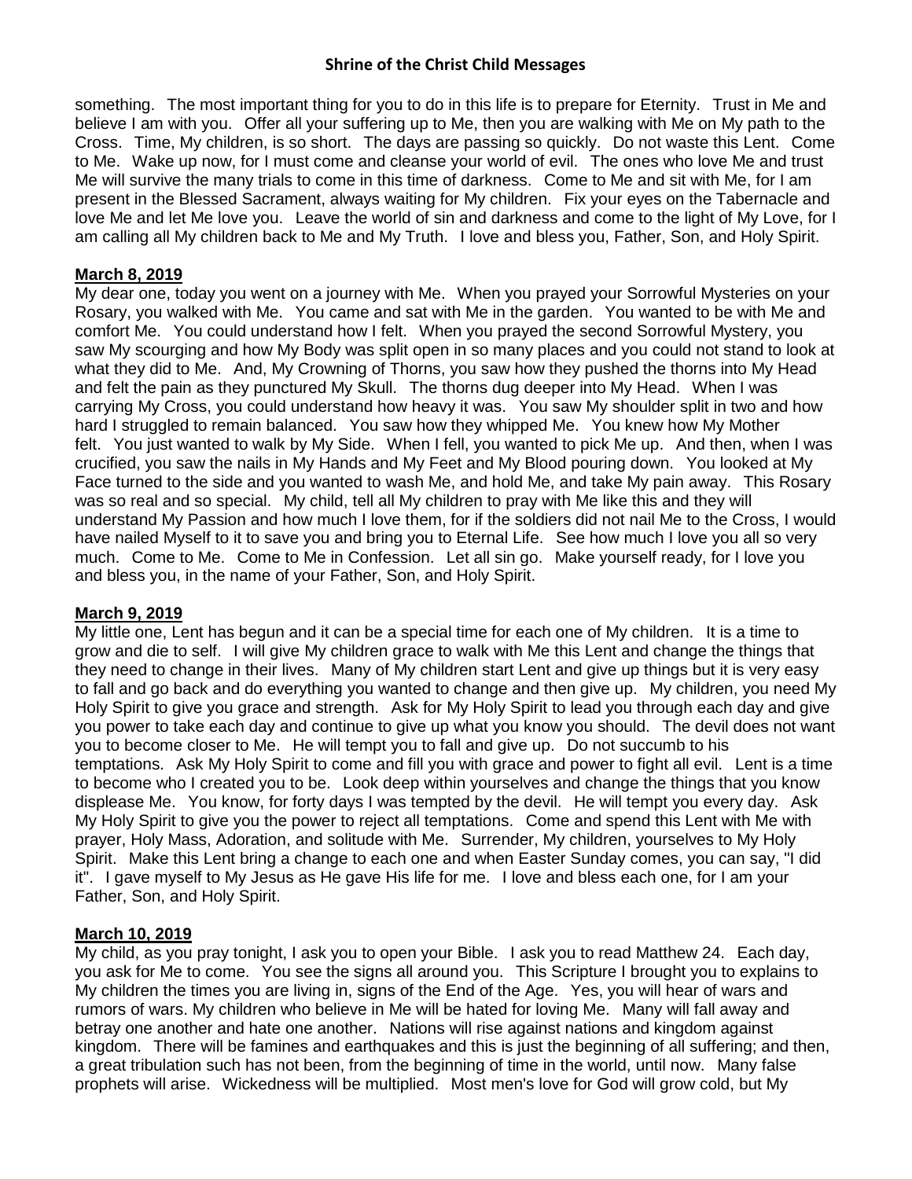something. The most important thing for you to do in this life is to prepare for Eternity. Trust in Me and believe I am with you. Offer all your suffering up to Me, then you are walking with Me on My path to the Cross. Time, My children, is so short. The days are passing so quickly. Do not waste this Lent. Come to Me. Wake up now, for I must come and cleanse your world of evil. The ones who love Me and trust Me will survive the many trials to come in this time of darkness. Come to Me and sit with Me, for I am present in the Blessed Sacrament, always waiting for My children. Fix your eyes on the Tabernacle and love Me and let Me love you. Leave the world of sin and darkness and come to the light of My Love, for I am calling all My children back to Me and My Truth. I love and bless you, Father, Son, and Holy Spirit.

**March 8, 2019**

My dear one, today you went on a journey with Me. When you prayed your Sorrowful Mysteries on your Rosary, you walked with Me. You came and sat with Me in the garden. You wanted to be with Me and comfort Me. You could understand how I felt. When you prayed the second Sorrowful Mystery, you saw My scourging and how My Body was split open in so many places and you could not stand to look at what they did to Me. And, My Crowning of Thorns, you saw how they pushed the thorns into My Head and felt the pain as they punctured My Skull. The thorns dug deeper into My Head. When I was carrying My Cross, you could understand how heavy it was. You saw My shoulder split in two and how hard I struggled to remain balanced. You saw how they whipped Me. You knew how My Mother felt. You just wanted to walk by My Side. When I fell, you wanted to pick Me up. And then, when I was crucified, you saw the nails in My Hands and My Feet and My Blood pouring down. You looked at My Face turned to the side and you wanted to wash Me, and hold Me, and take My pain away. This Rosary was so real and so special. My child, tell all My children to pray with Me like this and they will understand My Passion and how much I love them, for if the soldiers did not nail Me to the Cross, I would have nailed Myself to it to save you and bring you to Eternal Life. See how much I love you all so very much. Come to Me. Come to Me in Confession. Let all sin go. Make yourself ready, for I love you and bless you, in the name of your Father, Son, and Holy Spirit.

**March 9, 2019**

My little one, Lent has begun and it can be a special time for each one of My children. It is a time to grow and die to self. I will give My children grace to walk with Me this Lent and change the things that they need to change in their lives. Many of My children start Lent and give up things but it is very easy to fall and go back and do everything you wanted to change and then give up. My children, you need My Holy Spirit to give you grace and strength. Ask for My Holy Spirit to lead you through each day and give you power to take each day and continue to give up what you know you should. The devil does not want you to become closer to Me. He will tempt you to fall and give up. Do not succumb to his temptations. Ask My Holy Spirit to come and fill you with grace and power to fight all evil. Lent is a time to become who I created you to be. Look deep within yourselves and change the things that you know displease Me. You know, for forty days I was tempted by the devil. He will tempt you every day. Ask My Holy Spirit to give you the power to reject all temptations. Come and spend this Lent with Me with prayer, Holy Mass, Adoration, and solitude with Me. Surrender, My children, yourselves to My Holy Spirit. Make this Lent bring a change to each one and when Easter Sunday comes, you can say, "I did it". I gave myself to My Jesus as He gave His life for me. I love and bless each one, for I am your Father, Son, and Holy Spirit.

**March 10, 2019**

My child, as you pray tonight, I ask you to open your Bible. I ask you to read Matthew 24. Each day, you ask for Me to come. You see the signs all around you. This Scripture I brought you to explains to My children the times you are living in, signs of the End of the Age. Yes, you will hear of wars and rumors of wars. My children who believe in Me will be hated for loving Me. Many will fall away and betray one another and hate one another. Nations will rise against nations and kingdom against kingdom. There will be famines and earthquakes and this is just the beginning of all suffering; and then, a great tribulation such has not been, from the beginning of time in the world, until now. Many false prophets will arise. Wickedness will be multiplied. Most men's love for God will grow cold, but My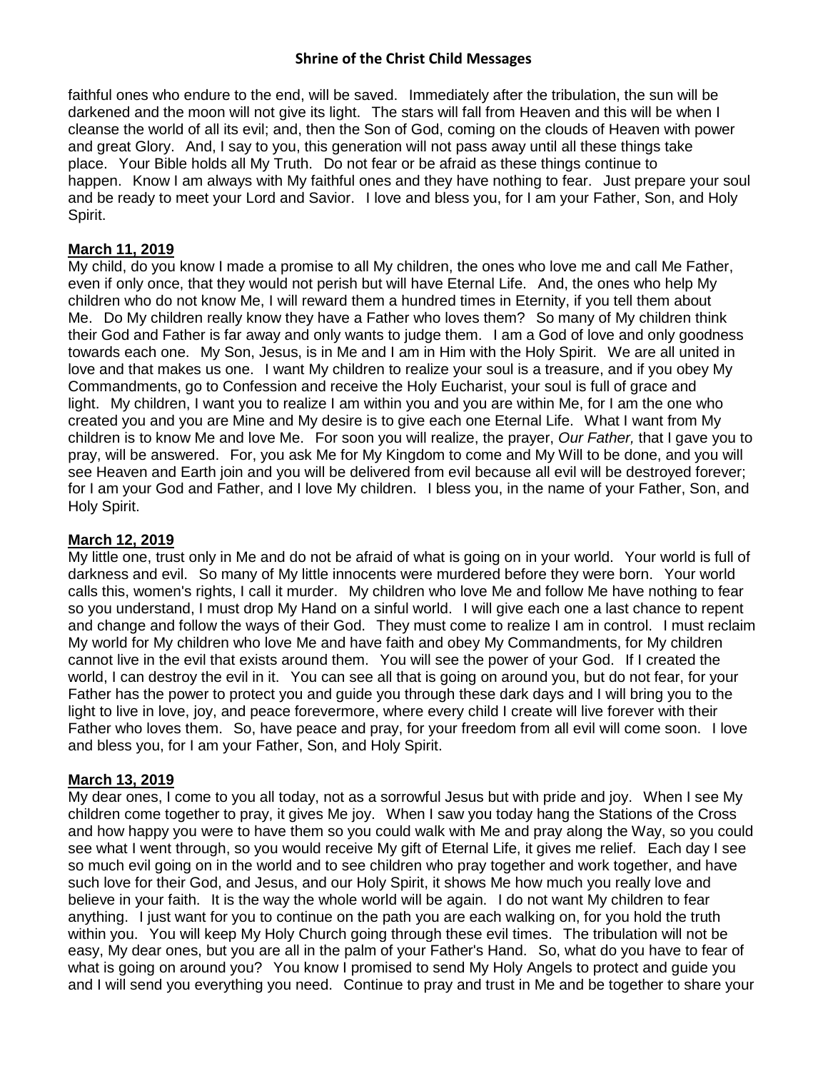faithful ones who endure to the end, will be saved. Immediately after the tribulation, the sun will be darkened and the moon will not give its light. The stars will fall from Heaven and this will be when I cleanse the world of all its evil; and, then the Son of God, coming on the clouds of Heaven with power and great Glory. And, I say to you, this generation will not pass away until all these things take place. Your Bible holds all My Truth. Do not fear or be afraid as these things continue to happen. Know I am always with My faithful ones and they have nothing to fear. Just prepare your soul and be ready to meet your Lord and Savior. I love and bless you, for I am your Father, Son, and Holy Spirit.

**March 11, 2019**

My child, do you know I made a promise to all My children, the ones who love me and call Me Father, even if only once, that they would not perish but will have Eternal Life. And, the ones who help My children who do not know Me, I will reward them a hundred times in Eternity, if you tell them about Me. Do My children really know they have a Father who loves them? So many of My children think their God and Father is far away and only wants to judge them. I am a God of love and only goodness towards each one. My Son, Jesus, is in Me and I am in Him with the Holy Spirit. We are all united in love and that makes us one. I want My children to realize your soul is a treasure, and if you obey My Commandments, go to Confession and receive the Holy Eucharist, your soul is full of grace and light. My children, I want you to realize I am within you and you are within Me, for I am the one who created you and you are Mine and My desire is to give each one Eternal Life. What I want from My children is to know Me and love Me. For soon you will realize, the prayer, *Our Father,* that I gave you to pray, will be answered. For, you ask Me for My Kingdom to come and My Will to be done, and you will see Heaven and Earth join and you will be delivered from evil because all evil will be destroyed forever; for I am your God and Father, and I love My children. I bless you, in the name of your Father, Son, and Holy Spirit.

**March 12, 2019**

My little one, trust only in Me and do not be afraid of what is going on in your world. Your world is full of darkness and evil. So many of My little innocents were murdered before they were born. Your world calls this, women's rights, I call it murder. My children who love Me and follow Me have nothing to fear so you understand, I must drop My Hand on a sinful world. I will give each one a last chance to repent and change and follow the ways of their God. They must come to realize I am in control. I must reclaim My world for My children who love Me and have faith and obey My Commandments, for My children cannot live in the evil that exists around them. You will see the power of your God. If I created the world, I can destroy the evil in it. You can see all that is going on around you, but do not fear, for your Father has the power to protect you and guide you through these dark days and I will bring you to the light to live in love, joy, and peace forevermore, where every child I create will live forever with their Father who loves them. So, have peace and pray, for your freedom from all evil will come soon. I love and bless you, for I am your Father, Son, and Holy Spirit.

**March 13, 2019**

My dear ones, I come to you all today, not as a sorrowful Jesus but with pride and joy. When I see My children come together to pray, it gives Me joy. When I saw you today hang the Stations of the Cross and how happy you were to have them so you could walk with Me and pray along the Way, so you could see what I went through, so you would receive My gift of Eternal Life, it gives me relief. Each day I see so much evil going on in the world and to see children who pray together and work together, and have such love for their God, and Jesus, and our Holy Spirit, it shows Me how much you really love and believe in your faith. It is the way the whole world will be again. I do not want My children to fear anything. I just want for you to continue on the path you are each walking on, for you hold the truth within you. You will keep My Holy Church going through these evil times. The tribulation will not be easy, My dear ones, but you are all in the palm of your Father's Hand. So, what do you have to fear of what is going on around you? You know I promised to send My Holy Angels to protect and guide you and I will send you everything you need. Continue to pray and trust in Me and be together to share your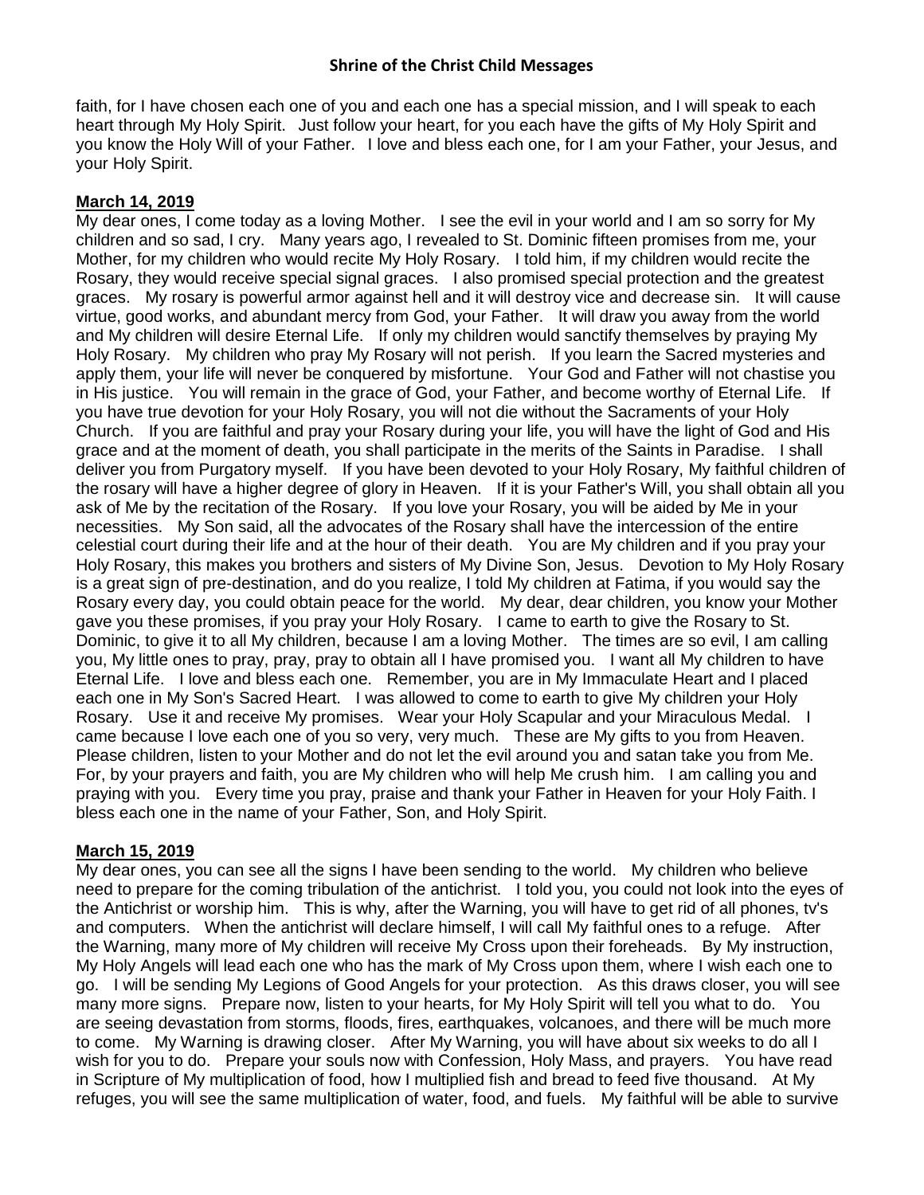faith, for I have chosen each one of you and each one has a special mission, and I will speak to each heart through My Holy Spirit. Just follow your heart, for you each have the gifts of My Holy Spirit and you know the Holy Will of your Father. I love and bless each one, for I am your Father, your Jesus, and your Holy Spirit.

**March 14, 2019**

My dear ones, I come today as a loving Mother. I see the evil in your world and I am so sorry for My children and so sad, I cry. Many years ago, I revealed to St. Dominic fifteen promises from me, your Mother, for my children who would recite My Holy Rosary. I told him, if my children would recite the Rosary, they would receive special signal graces. I also promised special protection and the greatest graces. My rosary is powerful armor against hell and it will destroy vice and decrease sin. It will cause virtue, good works, and abundant mercy from God, your Father. It will draw you away from the world and My children will desire Eternal Life. If only my children would sanctify themselves by praying My Holy Rosary. My children who pray My Rosary will not perish. If you learn the Sacred mysteries and apply them, your life will never be conquered by misfortune. Your God and Father will not chastise you in His justice. You will remain in the grace of God, your Father, and become worthy of Eternal Life. If you have true devotion for your Holy Rosary, you will not die without the Sacraments of your Holy Church. If you are faithful and pray your Rosary during your life, you will have the light of God and His grace and at the moment of death, you shall participate in the merits of the Saints in Paradise. I shall deliver you from Purgatory myself. If you have been devoted to your Holy Rosary, My faithful children of the rosary will have a higher degree of glory in Heaven. If it is your Father's Will, you shall obtain all you ask of Me by the recitation of the Rosary. If you love your Rosary, you will be aided by Me in your necessities. My Son said, all the advocates of the Rosary shall have the intercession of the entire celestial court during their life and at the hour of their death. You are My children and if you pray your Holy Rosary, this makes you brothers and sisters of My Divine Son, Jesus. Devotion to My Holy Rosary is a great sign of pre-destination, and do you realize, I told My children at Fatima, if you would say the Rosary every day, you could obtain peace for the world. My dear, dear children, you know your Mother gave you these promises, if you pray your Holy Rosary. I came to earth to give the Rosary to St. Dominic, to give it to all My children, because I am a loving Mother. The times are so evil, I am calling you, My little ones to pray, pray, pray to obtain all I have promised you. I want all My children to have Eternal Life. I love and bless each one. Remember, you are in My Immaculate Heart and I placed each one in My Son's Sacred Heart. I was allowed to come to earth to give My children your Holy Rosary. Use it and receive My promises. Wear your Holy Scapular and your Miraculous Medal. I came because I love each one of you so very, very much. These are My gifts to you from Heaven. Please children, listen to your Mother and do not let the evil around you and satan take you from Me. For, by your prayers and faith, you are My children who will help Me crush him. I am calling you and praying with you. Every time you pray, praise and thank your Father in Heaven for your Holy Faith. I bless each one in the name of your Father, Son, and Holy Spirit.

**March 15, 2019**

My dear ones, you can see all the signs I have been sending to the world. My children who believe need to prepare for the coming tribulation of the antichrist. I told you, you could not look into the eyes of the Antichrist or worship him. This is why, after the Warning, you will have to get rid of all phones, tv's and computers. When the antichrist will declare himself, I will call My faithful ones to a refuge. After the Warning, many more of My children will receive My Cross upon their foreheads. By My instruction, My Holy Angels will lead each one who has the mark of My Cross upon them, where I wish each one to go. I will be sending My Legions of Good Angels for your protection. As this draws closer, you will see many more signs. Prepare now, listen to your hearts, for My Holy Spirit will tell you what to do. You are seeing devastation from storms, floods, fires, earthquakes, volcanoes, and there will be much more to come. My Warning is drawing closer. After My Warning, you will have about six weeks to do all I wish for you to do. Prepare your souls now with Confession, Holy Mass, and prayers. You have read in Scripture of My multiplication of food, how I multiplied fish and bread to feed five thousand. At My refuges, you will see the same multiplication of water, food, and fuels. My faithful will be able to survive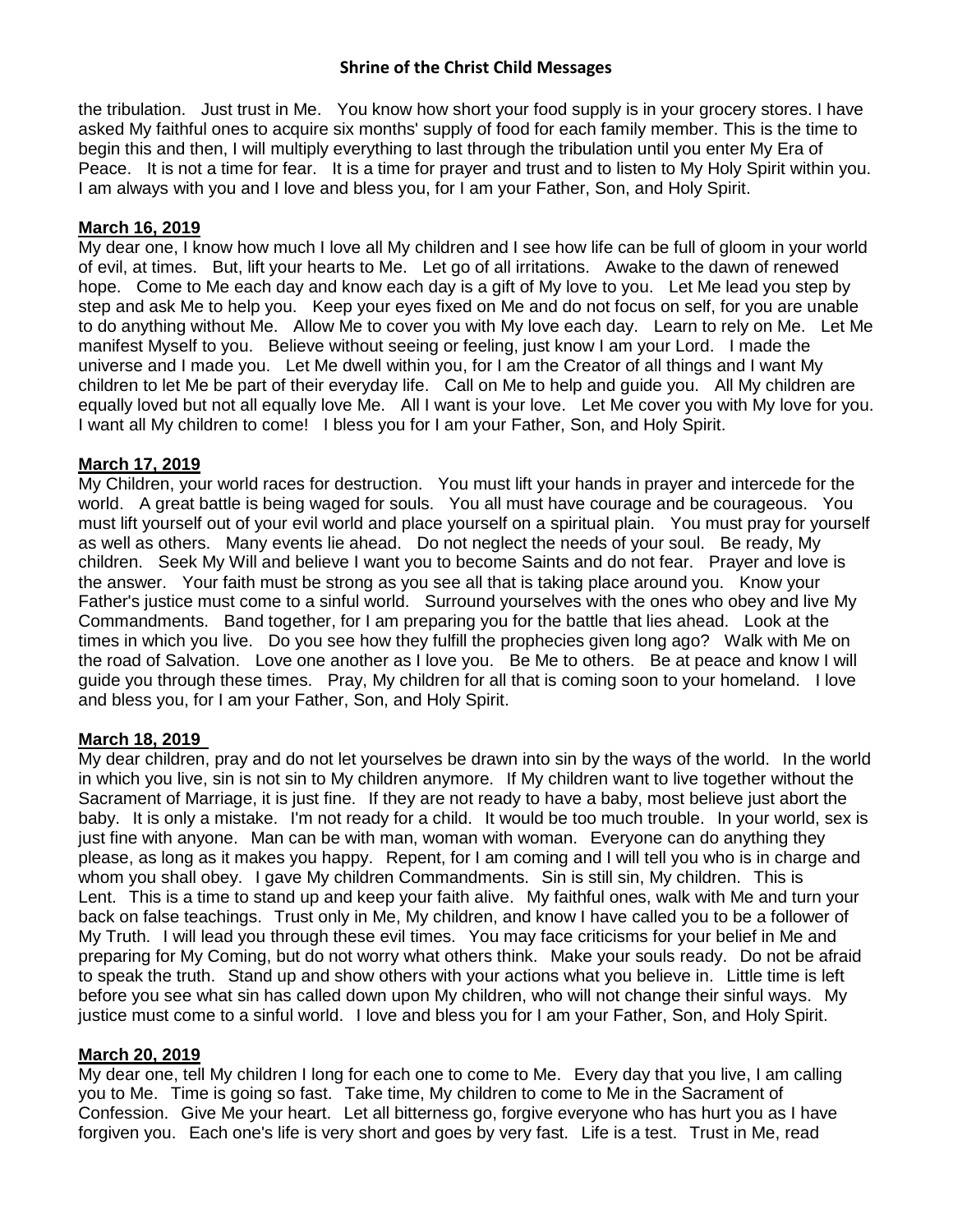the tribulation. Just trust in Me. You know how short your food supply is in your grocery stores. I have asked My faithful ones to acquire six months' supply of food for each family member. This is the time to begin this and then, I will multiply everything to last through the tribulation until you enter My Era of Peace. It is not a time for fear. It is a time for prayer and trust and to listen to My Holy Spirit within you. I am always with you and I love and bless you, for I am your Father, Son, and Holy Spirit.

**March 16, 2019**

My dear one, I know how much I love all My children and I see how life can be full of gloom in your world of evil, at times. But, lift your hearts to Me. Let go of all irritations. Awake to the dawn of renewed hope. Come to Me each day and know each day is a gift of My love to you. Let Me lead you step by step and ask Me to help you. Keep your eyes fixed on Me and do not focus on self, for you are unable to do anything without Me. Allow Me to cover you with My love each day. Learn to rely on Me. Let Me manifest Myself to you. Believe without seeing or feeling, just know I am your Lord. I made the universe and I made you. Let Me dwell within you, for I am the Creator of all things and I want My children to let Me be part of their everyday life. Call on Me to help and guide you. All My children are equally loved but not all equally love Me. All I want is your love. Let Me cover you with My love for you. I want all My children to come! I bless you for I am your Father, Son, and Holy Spirit.

**March 17, 2019**

My Children, your world races for destruction. You must lift your hands in prayer and intercede for the world. A great battle is being waged for souls. You all must have courage and be courageous. You must lift yourself out of your evil world and place yourself on a spiritual plain. You must pray for yourself as well as others. Many events lie ahead. Do not neglect the needs of your soul. Be ready, My children. Seek My Will and believe I want you to become Saints and do not fear. Prayer and love is the answer. Your faith must be strong as you see all that is taking place around you. Know your Father's justice must come to a sinful world. Surround yourselves with the ones who obey and live My Commandments. Band together, for I am preparing you for the battle that lies ahead. Look at the times in which you live. Do you see how they fulfill the prophecies given long ago? Walk with Me on the road of Salvation. Love one another as I love you. Be Me to others. Be at peace and know I will guide you through these times. Pray, My children for all that is coming soon to your homeland. I love and bless you, for I am your Father, Son, and Holy Spirit.

**March 18, 2019**

My dear children, pray and do not let yourselves be drawn into sin by the ways of the world. In the world in which you live, sin is not sin to My children anymore. If My children want to live together without the Sacrament of Marriage, it is just fine. If they are not ready to have a baby, most believe just abort the baby. It is only a mistake. I'm not ready for a child. It would be too much trouble. In your world, sex is just fine with anyone. Man can be with man, woman with woman. Everyone can do anything they please, as long as it makes you happy. Repent, for I am coming and I will tell you who is in charge and whom you shall obey. I gave My children Commandments. Sin is still sin, My children. This is Lent. This is a time to stand up and keep your faith alive. My faithful ones, walk with Me and turn your back on false teachings. Trust only in Me, My children, and know I have called you to be a follower of My Truth. I will lead you through these evil times. You may face criticisms for your belief in Me and preparing for My Coming, but do not worry what others think. Make your souls ready. Do not be afraid to speak the truth. Stand up and show others with your actions what you believe in. Little time is left before you see what sin has called down upon My children, who will not change their sinful ways. My justice must come to a sinful world. I love and bless you for I am your Father, Son, and Holy Spirit.

**March 20, 2019**

My dear one, tell My children I long for each one to come to Me. Every day that you live, I am calling you to Me. Time is going so fast. Take time, My children to come to Me in the Sacrament of Confession. Give Me your heart. Let all bitterness go, forgive everyone who has hurt you as I have forgiven you. Each one's life is very short and goes by very fast. Life is a test. Trust in Me, read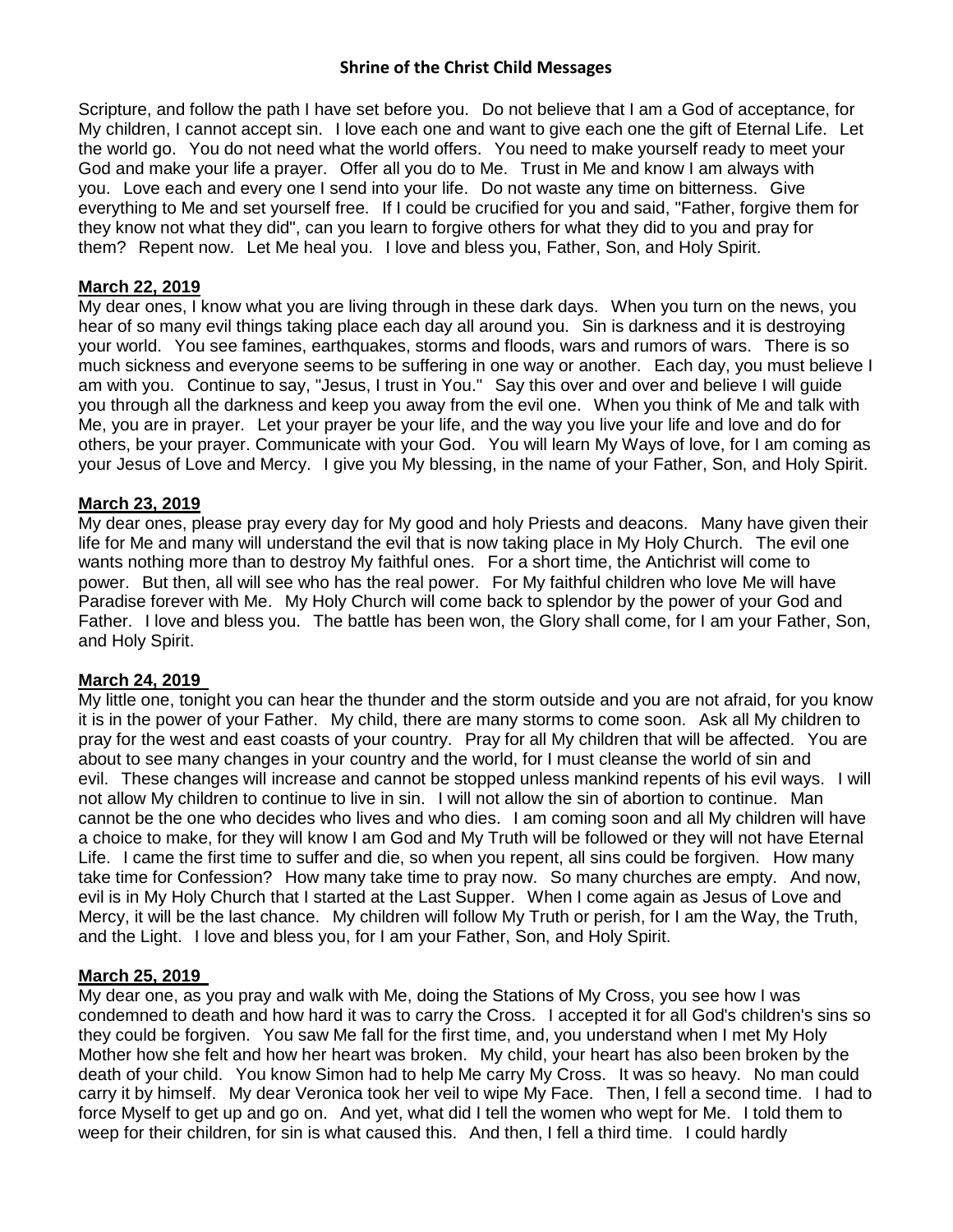Scripture, and follow the path I have set before you. Do not believe that I am a God of acceptance, for My children, I cannot accept sin. I love each one and want to give each one the gift of Eternal Life. Let the world go. You do not need what the world offers. You need to make yourself ready to meet your God and make your life a prayer. Offer all you do to Me. Trust in Me and know I am always with you. Love each and every one I send into your life. Do not waste any time on bitterness. Give everything to Me and set yourself free. If I could be crucified for you and said, "Father, forgive them for they know not what they did", can you learn to forgive others for what they did to you and pray for them? Repent now. Let Me heal you. I love and bless you, Father, Son, and Holy Spirit.

**March 22, 2019**

My dear ones, I know what you are living through in these dark days. When you turn on the news, you hear of so many evil things taking place each day all around you. Sin is darkness and it is destroying your world. You see famines, earthquakes, storms and floods, wars and rumors of wars. There is so much sickness and everyone seems to be suffering in one way or another. Each day, you must believe I am with you. Continue to say, "Jesus, I trust in You." Say this over and over and believe I will guide you through all the darkness and keep you away from the evil one. When you think of Me and talk with Me, you are in prayer. Let your prayer be your life, and the way you live your life and love and do for others, be your prayer. Communicate with your God. You will learn My Ways of love, for I am coming as your Jesus of Love and Mercy. I give you My blessing, in the name of your Father, Son, and Holy Spirit.

**March 23, 2019**

My dear ones, please pray every day for My good and holy Priests and deacons. Many have given their life for Me and many will understand the evil that is now taking place in My Holy Church. The evil one wants nothing more than to destroy My faithful ones. For a short time, the Antichrist will come to power. But then, all will see who has the real power. For My faithful children who love Me will have Paradise forever with Me. My Holy Church will come back to splendor by the power of your God and Father. I love and bless you. The battle has been won, the Glory shall come, for I am your Father, Son, and Holy Spirit.

**March 24, 2019**

My little one, tonight you can hear the thunder and the storm outside and you are not afraid, for you know it is in the power of your Father. My child, there are many storms to come soon. Ask all My children to pray for the west and east coasts of your country. Pray for all My children that will be affected. You are about to see many changes in your country and the world, for I must cleanse the world of sin and evil. These changes will increase and cannot be stopped unless mankind repents of his evil ways. I will not allow My children to continue to live in sin. I will not allow the sin of abortion to continue. Man cannot be the one who decides who lives and who dies. I am coming soon and all My children will have a choice to make, for they will know I am God and My Truth will be followed or they will not have Eternal Life. I came the first time to suffer and die, so when you repent, all sins could be forgiven. How many take time for Confession? How many take time to pray now. So many churches are empty. And now, evil is in My Holy Church that I started at the Last Supper. When I come again as Jesus of Love and Mercy, it will be the last chance. My children will follow My Truth or perish, for I am the Way, the Truth, and the Light. I love and bless you, for I am your Father, Son, and Holy Spirit.

**March 25, 2019**

My dear one, as you pray and walk with Me, doing the Stations of My Cross, you see how I was condemned to death and how hard it was to carry the Cross. I accepted it for all God's children's sins so they could be forgiven. You saw Me fall for the first time, and, you understand when I met My Holy Mother how she felt and how her heart was broken. My child, your heart has also been broken by the death of your child. You know Simon had to help Me carry My Cross. It was so heavy. No man could carry it by himself. My dear Veronica took her veil to wipe My Face. Then, I fell a second time. I had to force Myself to get up and go on. And yet, what did I tell the women who wept for Me. I told them to weep for their children, for sin is what caused this. And then, I fell a third time. I could hardly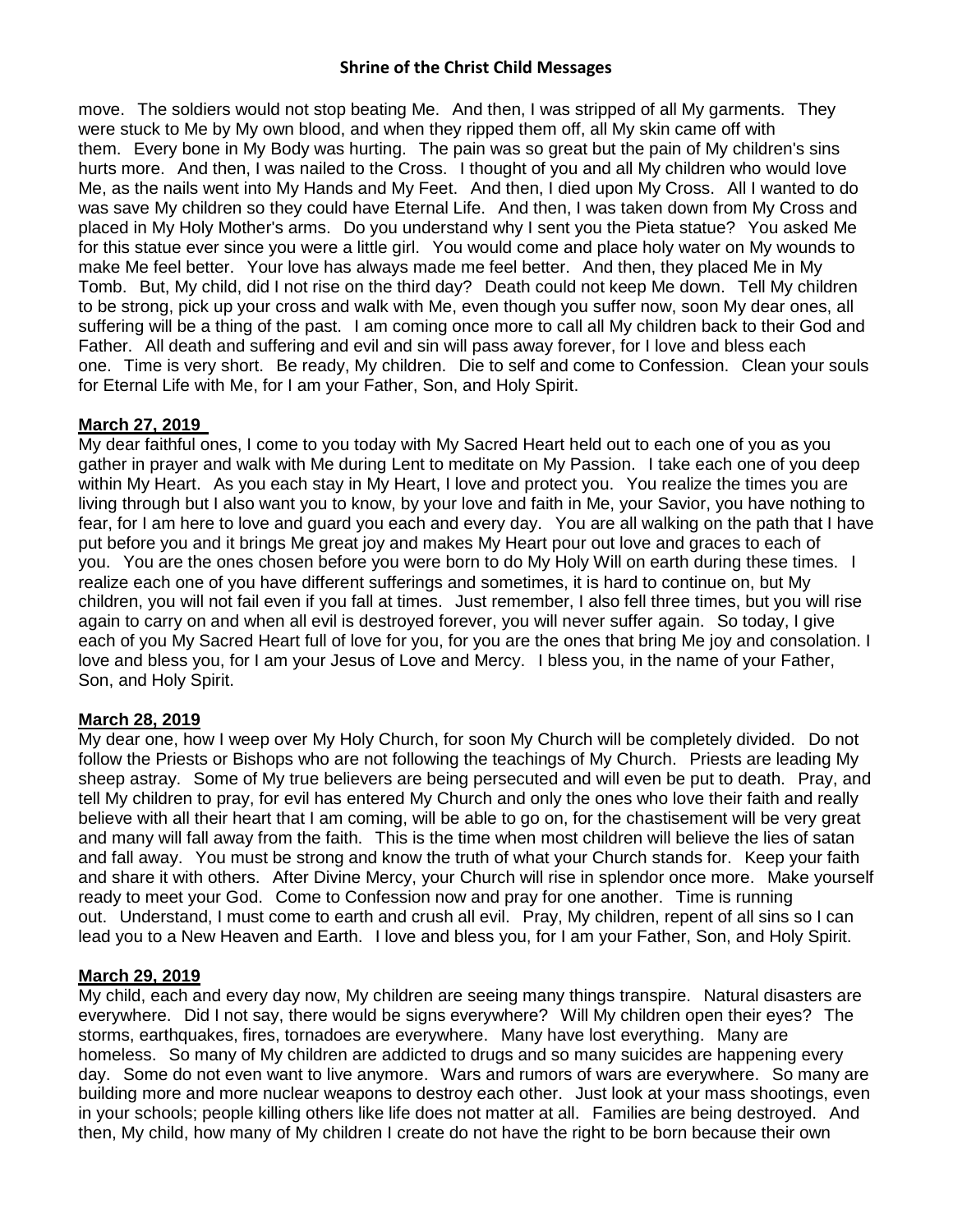move. The soldiers would not stop beating Me. And then, I was stripped of all My garments. They were stuck to Me by My own blood, and when they ripped them off, all My skin came off with them. Every bone in My Body was hurting. The pain was so great but the pain of My children's sins hurts more. And then, I was nailed to the Cross. I thought of you and all My children who would love Me, as the nails went into My Hands and My Feet. And then, I died upon My Cross. All I wanted to do was save My children so they could have Eternal Life. And then, I was taken down from My Cross and placed in My Holy Mother's arms. Do you understand why I sent you the Pieta statue? You asked Me for this statue ever since you were a little girl. You would come and place holy water on My wounds to make Me feel better. Your love has always made me feel better. And then, they placed Me in My Tomb. But, My child, did I not rise on the third day? Death could not keep Me down. Tell My children to be strong, pick up your cross and walk with Me, even though you suffer now, soon My dear ones, all suffering will be a thing of the past. I am coming once more to call all My children back to their God and Father. All death and suffering and evil and sin will pass away forever, for I love and bless each one. Time is very short. Be ready, My children. Die to self and come to Confession. Clean your souls for Eternal Life with Me, for I am your Father, Son, and Holy Spirit.

**March 27, 2019**

My dear faithful ones, I come to you today with My Sacred Heart held out to each one of you as you gather in prayer and walk with Me during Lent to meditate on My Passion. I take each one of you deep within My Heart. As you each stay in My Heart, I love and protect you. You realize the times you are living through but I also want you to know, by your love and faith in Me, your Savior, you have nothing to fear, for I am here to love and guard you each and every day. You are all walking on the path that I have put before you and it brings Me great joy and makes My Heart pour out love and graces to each of you. You are the ones chosen before you were born to do My Holy Will on earth during these times. I realize each one of you have different sufferings and sometimes, it is hard to continue on, but My children, you will not fail even if you fall at times. Just remember, I also fell three times, but you will rise again to carry on and when all evil is destroyed forever, you will never suffer again. So today, I give each of you My Sacred Heart full of love for you, for you are the ones that bring Me joy and consolation. I love and bless you, for I am your Jesus of Love and Mercy. I bless you, in the name of your Father, Son, and Holy Spirit.

**March 28, 2019**

My dear one, how I weep over My Holy Church, for soon My Church will be completely divided. Do not follow the Priests or Bishops who are not following the teachings of My Church. Priests are leading My sheep astray. Some of My true believers are being persecuted and will even be put to death. Pray, and tell My children to pray, for evil has entered My Church and only the ones who love their faith and really believe with all their heart that I am coming, will be able to go on, for the chastisement will be very great and many will fall away from the faith. This is the time when most children will believe the lies of satan and fall away. You must be strong and know the truth of what your Church stands for. Keep your faith and share it with others. After Divine Mercy, your Church will rise in splendor once more. Make yourself ready to meet your God. Come to Confession now and pray for one another. Time is running out. Understand, I must come to earth and crush all evil. Pray, My children, repent of all sins so I can lead you to a New Heaven and Earth. I love and bless you, for I am your Father, Son, and Holy Spirit.

**March 29, 2019**

My child, each and every day now, My children are seeing many things transpire. Natural disasters are everywhere. Did I not say, there would be signs everywhere? Will My children open their eyes? The storms, earthquakes, fires, tornadoes are everywhere. Many have lost everything. Many are homeless. So many of My children are addicted to drugs and so many suicides are happening every day. Some do not even want to live anymore. Wars and rumors of wars are everywhere. So many are building more and more nuclear weapons to destroy each other. Just look at your mass shootings, even in your schools; people killing others like life does not matter at all. Families are being destroyed. And then, My child, how many of My children I create do not have the right to be born because their own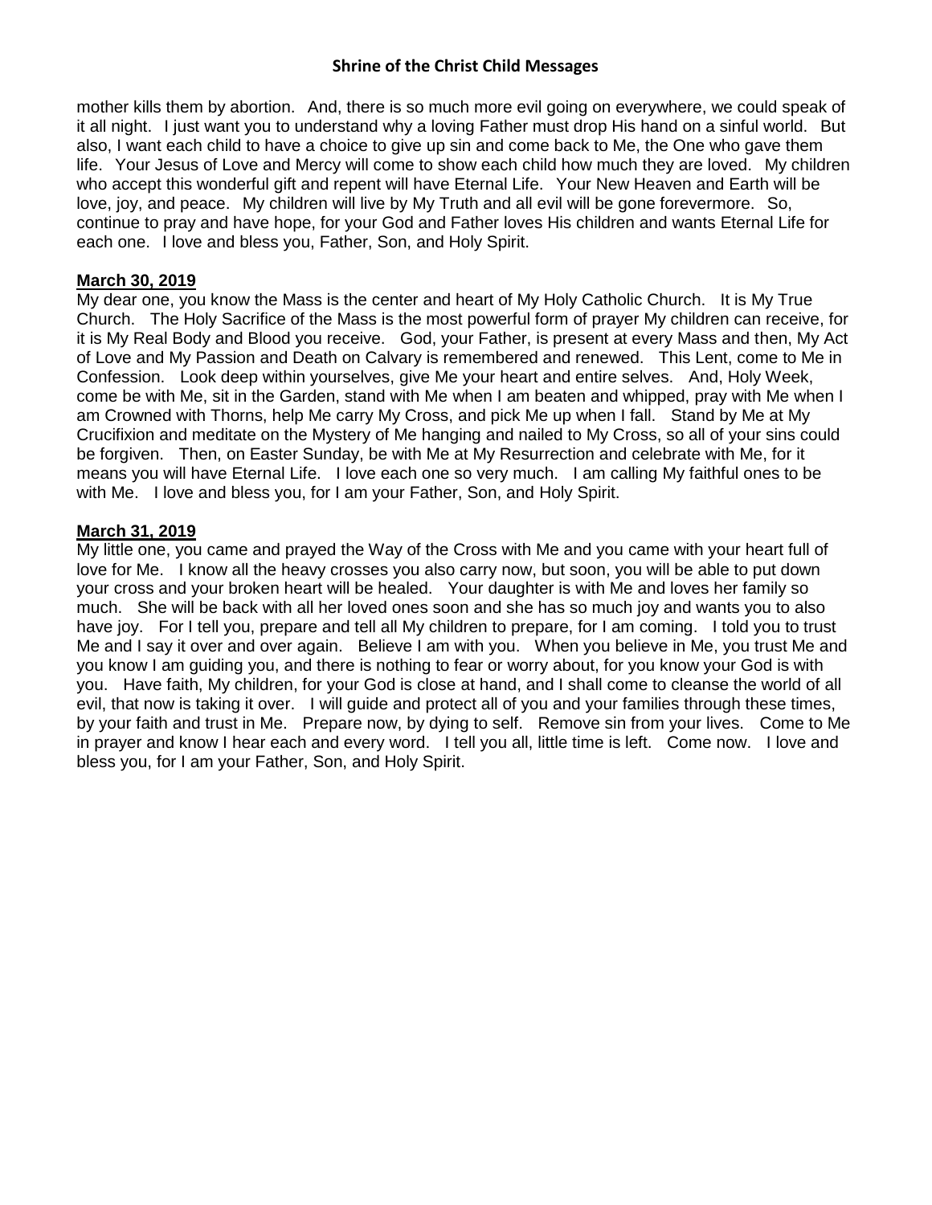mother kills them by abortion. And, there is so much more evil going on everywhere, we could speak of it all night. I just want you to understand why a loving Father must drop His hand on a sinful world. But also, I want each child to have a choice to give up sin and come back to Me, the One who gave them life. Your Jesus of Love and Mercy will come to show each child how much they are loved. My children who accept this wonderful gift and repent will have Eternal Life. Your New Heaven and Earth will be love, joy, and peace. My children will live by My Truth and all evil will be gone forevermore. So, continue to pray and have hope, for your God and Father loves His children and wants Eternal Life for each one. I love and bless you, Father, Son, and Holy Spirit.

**March 30, 2019**

My dear one, you know the Mass is the center and heart of My Holy Catholic Church. It is My True Church. The Holy Sacrifice of the Mass is the most powerful form of prayer My children can receive, for it is My Real Body and Blood you receive. God, your Father, is present at every Mass and then, My Act of Love and My Passion and Death on Calvary is remembered and renewed. This Lent, come to Me in Confession. Look deep within yourselves, give Me your heart and entire selves. And, Holy Week, come be with Me, sit in the Garden, stand with Me when I am beaten and whipped, pray with Me when I am Crowned with Thorns, help Me carry My Cross, and pick Me up when I fall. Stand by Me at My Crucifixion and meditate on the Mystery of Me hanging and nailed to My Cross, so all of your sins could be forgiven. Then, on Easter Sunday, be with Me at My Resurrection and celebrate with Me, for it means you will have Eternal Life. I love each one so very much. I am calling My faithful ones to be with Me. I love and bless you, for I am your Father, Son, and Holy Spirit.

**March 31, 2019**

My little one, you came and prayed the Way of the Cross with Me and you came with your heart full of love for Me. I know all the heavy crosses you also carry now, but soon, you will be able to put down your cross and your broken heart will be healed. Your daughter is with Me and loves her family so much. She will be back with all her loved ones soon and she has so much joy and wants you to also have joy. For I tell you, prepare and tell all My children to prepare, for I am coming. I told you to trust Me and I say it over and over again. Believe I am with you. When you believe in Me, you trust Me and you know I am guiding you, and there is nothing to fear or worry about, for you know your God is with you. Have faith, My children, for your God is close at hand, and I shall come to cleanse the world of all evil, that now is taking it over. I will guide and protect all of you and your families through these times, by your faith and trust in Me. Prepare now, by dying to self. Remove sin from your lives. Come to Me in prayer and know I hear each and every word. I tell you all, little time is left. Come now. I love and bless you, for I am your Father, Son, and Holy Spirit.